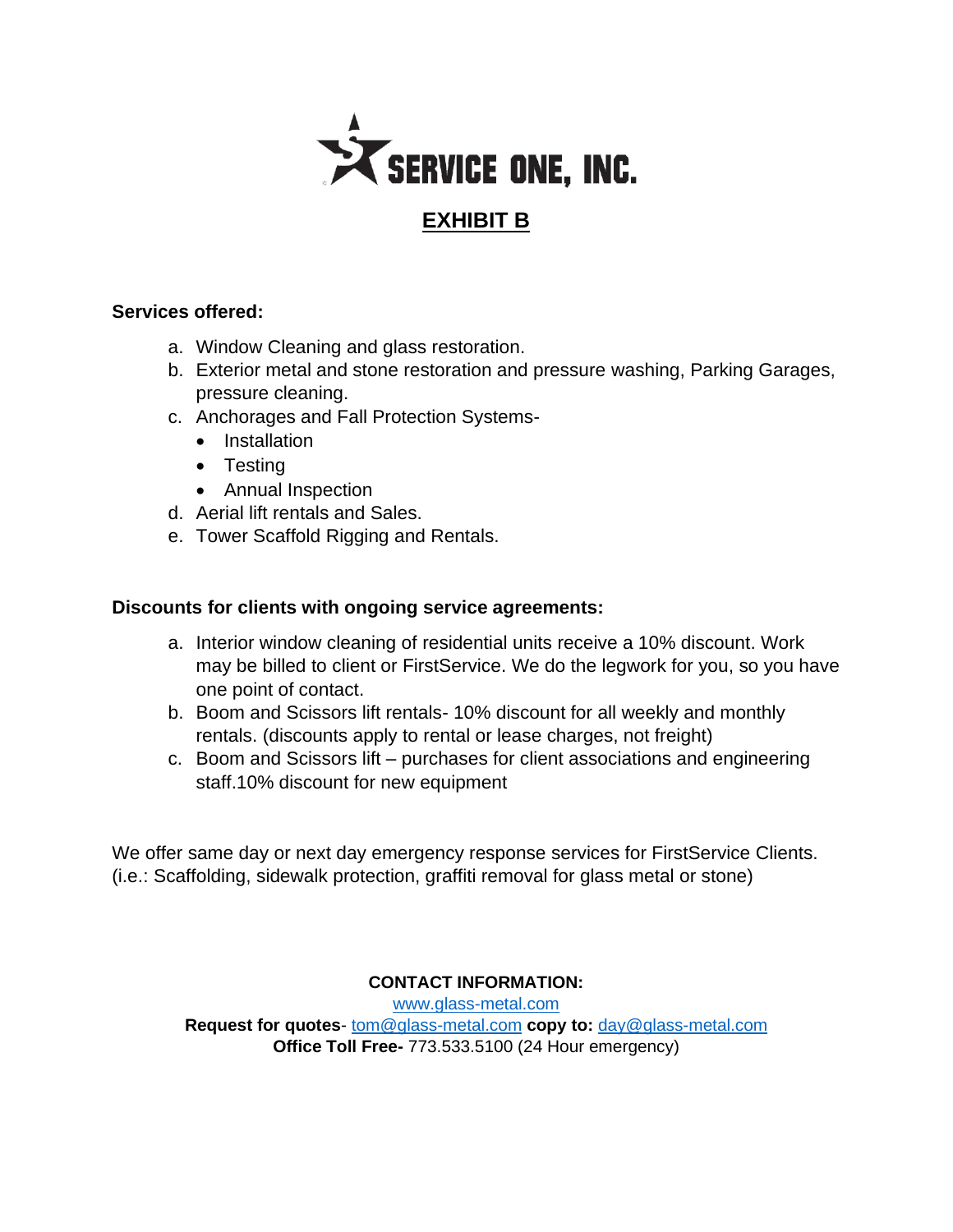# SERVICE ONE, INC.

## EXHIBIT B

**Services offered:**

a. Window Cleaning and glass restoration.
b. Exterior metal and stone restoration and pressure washing, Parking Garages, pressure cleaning.
c. Anchorages and Fall Protection Systems-
    - Installation
    - Testing
    - Annual Inspection
d. Aerial lift rentals and Sales.
e. Tower Scaffold Rigging and Rentals.

**Discounts for clients with ongoing service agreements:**

a. Interior window cleaning of residential units receive a 10% discount. Work may be billed to client or FirstService. We do the legwork for you, so you have one point of contact.
b. Boom and Scissors lift rentals- 10% discount for all weekly and monthly rentals. (discounts apply to rental or lease charges, not freight)
c. Boom and Scissors lift – purchases for client associations and engineering staff.10% discount for new equipment

We offer same day or next day emergency response services for FirstService Clients. (i.e.: Scaffolding, sidewalk protection, graffiti removal for glass metal or stone)

**CONTACT INFORMATION:**
www.glass-metal.com
**Request for quotes**- tom@glass-metal.com **copy to:** day@glass-metal.com
**Office Toll Free-** 773.533.5100 (24 Hour emergency)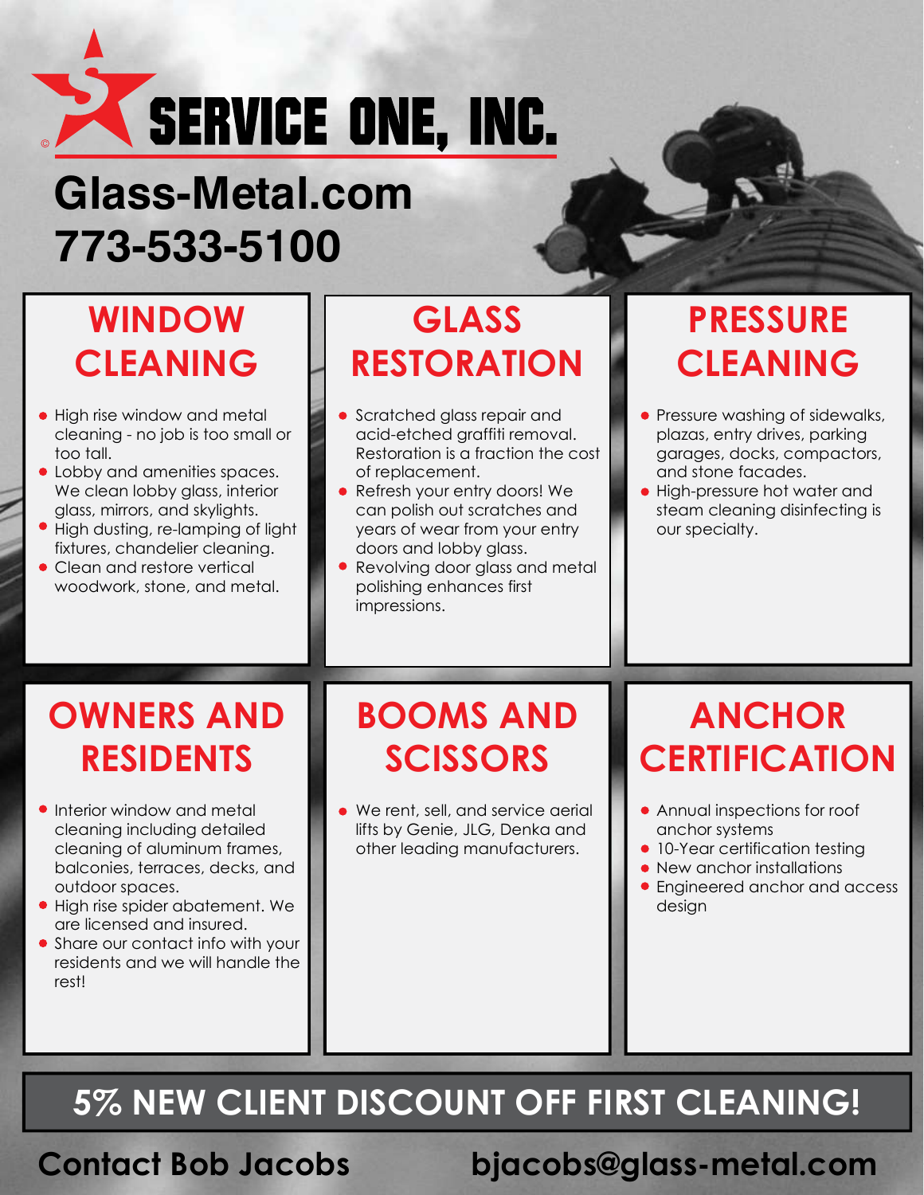# SERVICE ONE, INC.

## Glass-Metal.com

## 773-533-5100

## WINDOW CLEANING

- High rise window and metal cleaning - no job is too small or too tall.
- Lobby and amenities spaces. We clean lobby glass, interior glass, mirrors, and skylights.
- High dusting, re-lamping of light fixtures, chandelier cleaning.
- Clean and restore vertical woodwork, stone, and metal.

## GLASS RESTORATION

- Scratched glass repair and acid-etched graffiti removal. Restoration is a fraction the cost of replacement.
- Refresh your entry doors! We can polish out scratches and years of wear from your entry doors and lobby glass.
- Revolving door glass and metal polishing enhances first impressions.

## PRESSURE CLEANING

- Pressure washing of sidewalks, plazas, entry drives, parking garages, docks, compactors, and stone facades.
- High-pressure hot water and steam cleaning disinfecting is our specialty.

## OWNERS AND RESIDENTS

- Interior window and metal cleaning including detailed cleaning of aluminum frames, balconies, terraces, decks, and outdoor spaces.
- High rise spider abatement. We are licensed and insured.
- Share our contact info with your residents and we will handle the rest!

## BOOMS AND SCISSORS

- We rent, sell, and service aerial lifts by Genie, JLG, Denka and other leading manufacturers.

## ANCHOR CERTIFICATION

- Annual inspections for roof anchor systems
- 10-Year certification testing
- New anchor installations
- Engineered anchor and access design

## 5% NEW CLIENT DISCOUNT OFF FIRST CLEANING!

**Contact Bob Jacobs** **bjacobs@glass-metal.com**